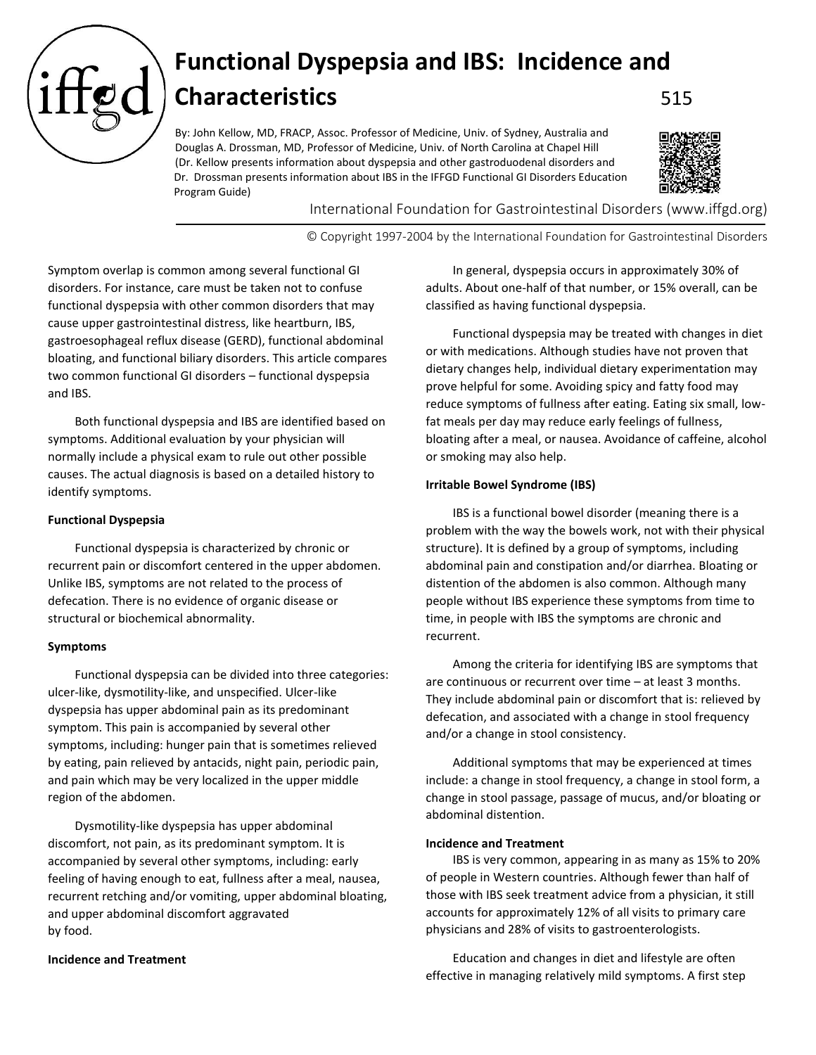# Functional Dyspepsia and IBS: Incidence and Characteristics

515

By: John Kellow, MD, FRACP, Assoc. Professor of Medicine, Univ. of Sydney, Australia and Douglas A. Drossman, MD, Professor of Medicine, Univ. of North Carolina at Chapel Hill (Dr. Kellow presents information about dyspepsia and other gastroduodenal disorders and Dr. Drossman presents information about IBS in the IFFGD Functional GI Disorders Education Program Guide)

International Foundation for Gastrointestinal Disorders (www.iffgd.org)

© Copyright 1997-2004 by the International Foundation for Gastrointestinal Disorders

Symptom overlap is common among several functional GI disorders. For instance, care must be taken not to confuse functional dyspepsia with other common disorders that may cause upper gastrointestinal distress, like heartburn, IBS, gastroesophageal reflux disease (GERD), functional abdominal bloating, and functional biliary disorders. This article compares two common functional GI disorders – functional dyspepsia and IBS.

Both functional dyspepsia and IBS are identified based on symptoms. Additional evaluation by your physician will normally include a physical exam to rule out other possible causes. The actual diagnosis is based on a detailed history to identify symptoms.

**Functional Dyspepsia**

Functional dyspepsia is characterized by chronic or recurrent pain or discomfort centered in the upper abdomen. Unlike IBS, symptoms are not related to the process of defecation. There is no evidence of organic disease or structural or biochemical abnormality.

**Symptoms**

Functional dyspepsia can be divided into three categories: ulcer-like, dysmotility-like, and unspecified. Ulcer-like dyspepsia has upper abdominal pain as its predominant symptom. This pain is accompanied by several other symptoms, including: hunger pain that is sometimes relieved by eating, pain relieved by antacids, night pain, periodic pain, and pain which may be very localized in the upper middle region of the abdomen.

Dysmotility-like dyspepsia has upper abdominal discomfort, not pain, as its predominant symptom. It is accompanied by several other symptoms, including: early feeling of having enough to eat, fullness after a meal, nausea, recurrent retching and/or vomiting, upper abdominal bloating, and upper abdominal discomfort aggravated by food.

**Incidence and Treatment**

In general, dyspepsia occurs in approximately 30% of adults. About one-half of that number, or 15% overall, can be classified as having functional dyspepsia.

Functional dyspepsia may be treated with changes in diet or with medications. Although studies have not proven that dietary changes help, individual dietary experimentation may prove helpful for some. Avoiding spicy and fatty food may reduce symptoms of fullness after eating. Eating six small, low-fat meals per day may reduce early feelings of fullness, bloating after a meal, or nausea. Avoidance of caffeine, alcohol or smoking may also help.

**Irritable Bowel Syndrome (IBS)**

IBS is a functional bowel disorder (meaning there is a problem with the way the bowels work, not with their physical structure). It is defined by a group of symptoms, including abdominal pain and constipation and/or diarrhea. Bloating or distention of the abdomen is also common. Although many people without IBS experience these symptoms from time to time, in people with IBS the symptoms are chronic and recurrent.

Among the criteria for identifying IBS are symptoms that are continuous or recurrent over time – at least 3 months. They include abdominal pain or discomfort that is: relieved by defecation, and associated with a change in stool frequency and/or a change in stool consistency.

Additional symptoms that may be experienced at times include: a change in stool frequency, a change in stool form, a change in stool passage, passage of mucus, and/or bloating or abdominal distention.

**Incidence and Treatment**

IBS is very common, appearing in as many as 15% to 20% of people in Western countries. Although fewer than half of those with IBS seek treatment advice from a physician, it still accounts for approximately 12% of all visits to primary care physicians and 28% of visits to gastroenterologists.

Education and changes in diet and lifestyle are often effective in managing relatively mild symptoms. A first step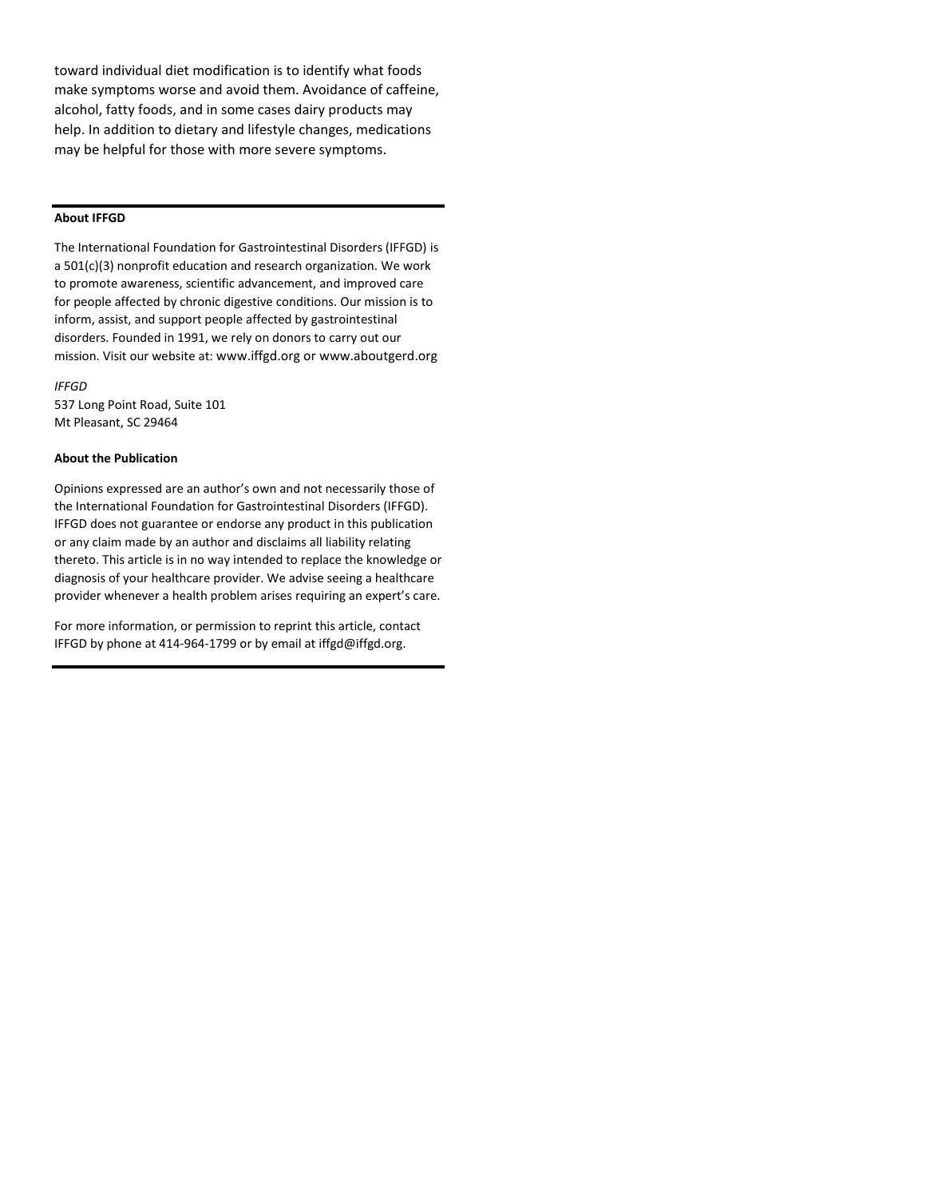toward individual diet modification is to identify what foods make symptoms worse and avoid them. Avoidance of caffeine, alcohol, fatty foods, and in some cases dairy products may help. In addition to dietary and lifestyle changes, medications may be helpful for those with more severe symptoms.

---

**About IFFGD**

The International Foundation for Gastrointestinal Disorders (IFFGD) is a 501(c)(3) nonprofit education and research organization. We work to promote awareness, scientific advancement, and improved care for people affected by chronic digestive conditions. Our mission is to inform, assist, and support people affected by gastrointestinal disorders. Founded in 1991, we rely on donors to carry out our mission. Visit our website at: www.iffgd.org or www.aboutgerd.org

*IFFGD*
537 Long Point Road, Suite 101
Mt Pleasant, SC 29464

**About the Publication**

Opinions expressed are an author's own and not necessarily those of the International Foundation for Gastrointestinal Disorders (IFFGD). IFFGD does not guarantee or endorse any product in this publication or any claim made by an author and disclaims all liability relating thereto. This article is in no way intended to replace the knowledge or diagnosis of your healthcare provider. We advise seeing a healthcare provider whenever a health problem arises requiring an expert's care.

For more information, or permission to reprint this article, contact IFFGD by phone at 414-964-1799 or by email at iffgd@iffgd.org.

---